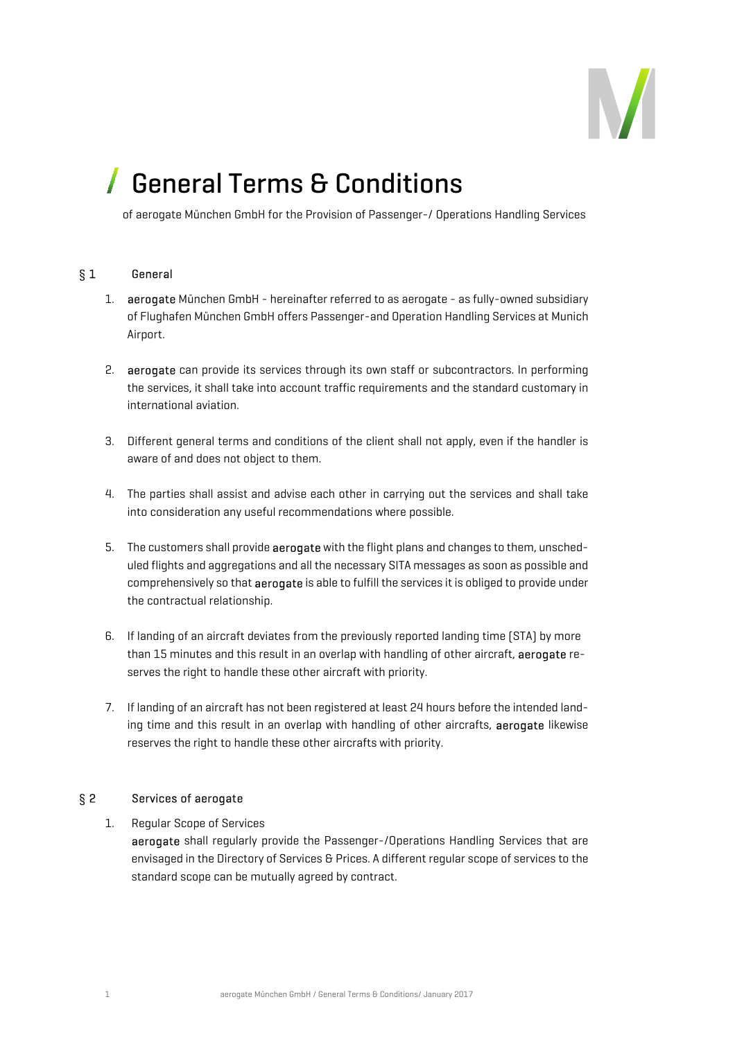# General Terms & Conditions

of aerogate München GmbH for the Provision of Passenger-/ Operations Handling Services

## § 1 General

1. aerogate München GmbH - hereinafter referred to as aerogate - as fully-owned subsidiary of Flughafen München GmbH offers Passenger-and Operation Handling Services at Munich Airport.

2. aerogate can provide its services through its own staff or subcontractors. In performing the services, it shall take into account traffic requirements and the standard customary in international aviation.

3. Different general terms and conditions of the client shall not apply, even if the handler is aware of and does not object to them.

4. The parties shall assist and advise each other in carrying out the services and shall take into consideration any useful recommendations where possible.

5. The customers shall provide aerogate with the flight plans and changes to them, unscheduled flights and aggregations and all the necessary SITA messages as soon as possible and comprehensively so that aerogate is able to fulfill the services it is obliged to provide under the contractual relationship.

6. If landing of an aircraft deviates from the previously reported landing time (STA) by more than 15 minutes and this result in an overlap with handling of other aircraft, aerogate reserves the right to handle these other aircraft with priority.

7. If landing of an aircraft has not been registered at least 24 hours before the intended landing time and this result in an overlap with handling of other aircrafts, aerogate likewise reserves the right to handle these other aircrafts with priority.

## § 2 Services of aerogate

1. Regular Scope of Services
   aerogate shall regularly provide the Passenger-/Operations Handling Services that are envisaged in the Directory of Services & Prices. A different regular scope of services to the standard scope can be mutually agreed by contract.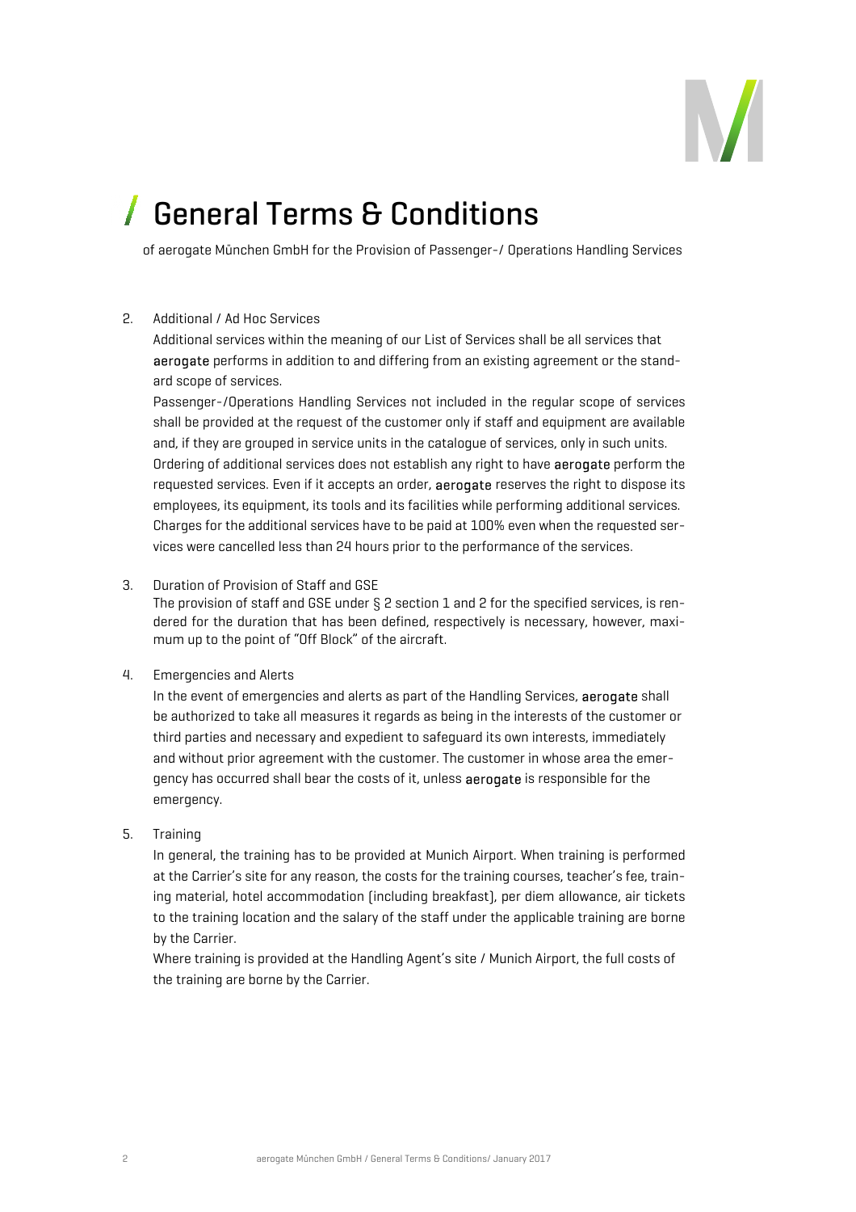# General Terms & Conditions

of aerogate München GmbH for the Provision of Passenger-/ Operations Handling Services

2. Additional / Ad Hoc Services

   Additional services within the meaning of our List of Services shall be all services that **aerogate** performs in addition to and differing from an existing agreement or the standard scope of services.

   Passenger-/Operations Handling Services not included in the regular scope of services shall be provided at the request of the customer only if staff and equipment are available and, if they are grouped in service units in the catalogue of services, only in such units. Ordering of additional services does not establish any right to have **aerogate** perform the requested services. Even if it accepts an order, **aerogate** reserves the right to dispose its employees, its equipment, its tools and its facilities while performing additional services. Charges for the additional services have to be paid at 100% even when the requested services were cancelled less than 24 hours prior to the performance of the services.

3. Duration of Provision of Staff and GSE

   The provision of staff and GSE under § 2 section 1 and 2 for the specified services, is rendered for the duration that has been defined, respectively is necessary, however, maximum up to the point of "Off Block" of the aircraft.

4. Emergencies and Alerts

   In the event of emergencies and alerts as part of the Handling Services, **aerogate** shall be authorized to take all measures it regards as being in the interests of the customer or third parties and necessary and expedient to safeguard its own interests, immediately and without prior agreement with the customer. The customer in whose area the emergency has occurred shall bear the costs of it, unless **aerogate** is responsible for the emergency.

5. Training

   In general, the training has to be provided at Munich Airport. When training is performed at the Carrier's site for any reason, the costs for the training courses, teacher's fee, training material, hotel accommodation (including breakfast), per diem allowance, air tickets to the training location and the salary of the staff under the applicable training are borne by the Carrier.

   Where training is provided at the Handling Agent's site / Munich Airport, the full costs of the training are borne by the Carrier.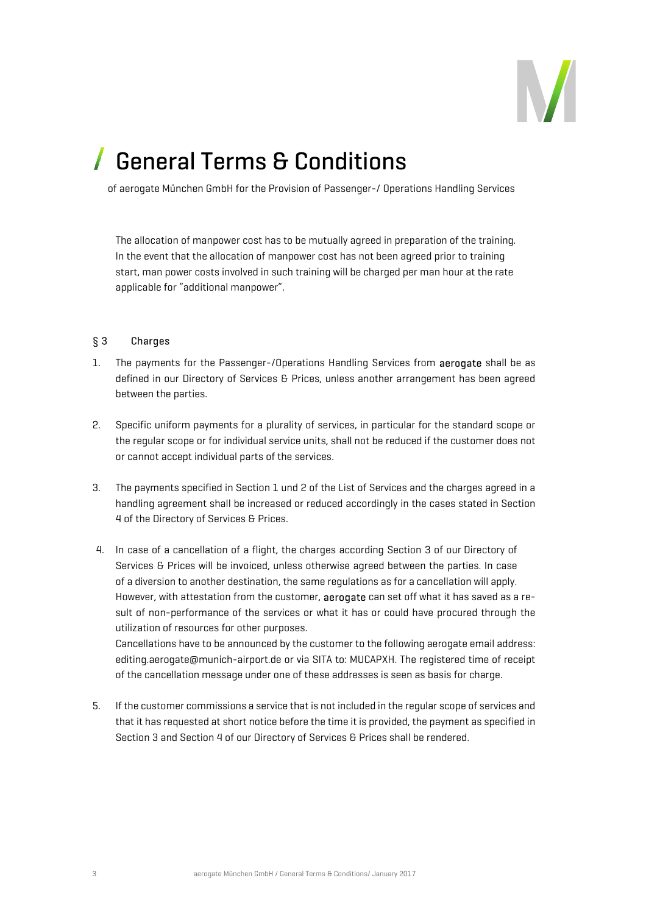# General Terms & Conditions

of aerogate München GmbH for the Provision of Passenger-/ Operations Handling Services

The allocation of manpower cost has to be mutually agreed in preparation of the training. In the event that the allocation of manpower cost has not been agreed prior to training start, man power costs involved in such training will be charged per man hour at the rate applicable for "additional manpower".

## § 3 Charges

1. The payments for the Passenger-/Operations Handling Services from **aerogate** shall be as defined in our Directory of Services & Prices, unless another arrangement has been agreed between the parties.

2. Specific uniform payments for a plurality of services, in particular for the standard scope or the regular scope or for individual service units, shall not be reduced if the customer does not or cannot accept individual parts of the services.

3. The payments specified in Section 1 und 2 of the List of Services and the charges agreed in a handling agreement shall be increased or reduced accordingly in the cases stated in Section 4 of the Directory of Services & Prices.

4. In case of a cancellation of a flight, the charges according Section 3 of our Directory of Services & Prices will be invoiced, unless otherwise agreed between the parties. In case of a diversion to another destination, the same regulations as for a cancellation will apply. However, with attestation from the customer, **aerogate** can set off what it has saved as a result of non-performance of the services or what it has or could have procured through the utilization of resources for other purposes.
   Cancellations have to be announced by the customer to the following aerogate email address: editing.aerogate@munich-airport.de or via SITA to: MUCAPXH. The registered time of receipt of the cancellation message under one of these addresses is seen as basis for charge.

5. If the customer commissions a service that is not included in the regular scope of services and that it has requested at short notice before the time it is provided, the payment as specified in Section 3 and Section 4 of our Directory of Services & Prices shall be rendered.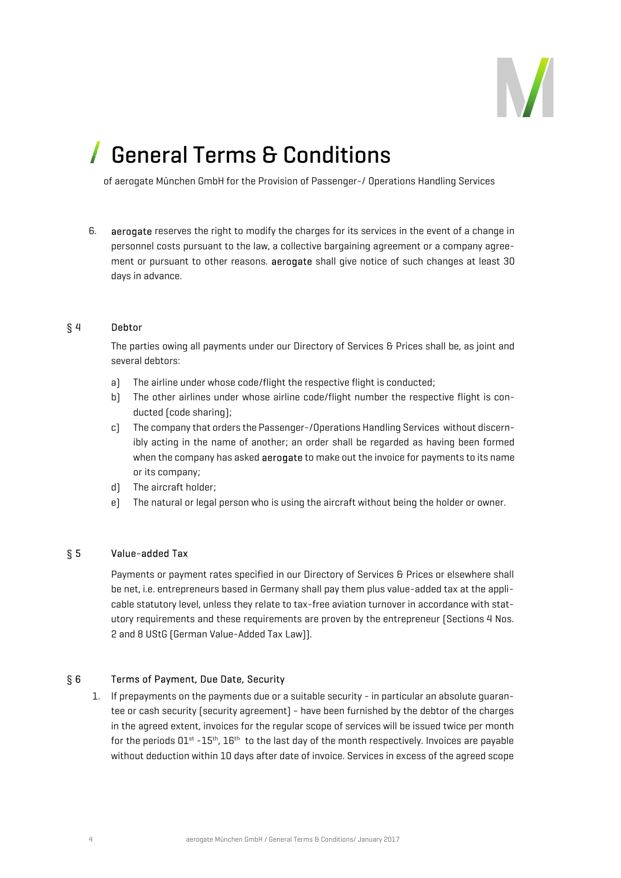// General Terms & Conditions

of aerogate München GmbH for the Provision of Passenger-/ Operations Handling Services

6. **aerogate** reserves the right to modify the charges for its services in the event of a change in personnel costs pursuant to the law, a collective bargaining agreement or a company agreement or pursuant to other reasons. **aerogate** shall give notice of such changes at least 30 days in advance.

## § 4 Debtor

The parties owing all payments under our Directory of Services & Prices shall be, as joint and several debtors:

a) The airline under whose code/flight the respective flight is conducted;
b) The other airlines under whose airline code/flight number the respective flight is conducted (code sharing);
c) The company that orders the Passenger-/Operations Handling Services without discernibly acting in the name of another; an order shall be regarded as having been formed when the company has asked **aerogate** to make out the invoice for payments to its name or its company;
d) The aircraft holder;
e) The natural or legal person who is using the aircraft without being the holder or owner.

## § 5 Value-added Tax

Payments or payment rates specified in our Directory of Services & Prices or elsewhere shall be net, i.e. entrepreneurs based in Germany shall pay them plus value-added tax at the applicable statutory level, unless they relate to tax-free aviation turnover in accordance with statutory requirements and these requirements are proven by the entrepreneur (Sections 4 Nos. 2 and 8 UStG (German Value-Added Tax Law)).

## § 6 Terms of Payment, Due Date, Security

1. If prepayments on the payments due or a suitable security - in particular an absolute guarantee or cash security (security agreement) - have been furnished by the debtor of the charges in the agreed extent, invoices for the regular scope of services will be issued twice per month for the periods 01st -15th, 16th to the last day of the month respectively. Invoices are payable without deduction within 10 days after date of invoice. Services in excess of the agreed scope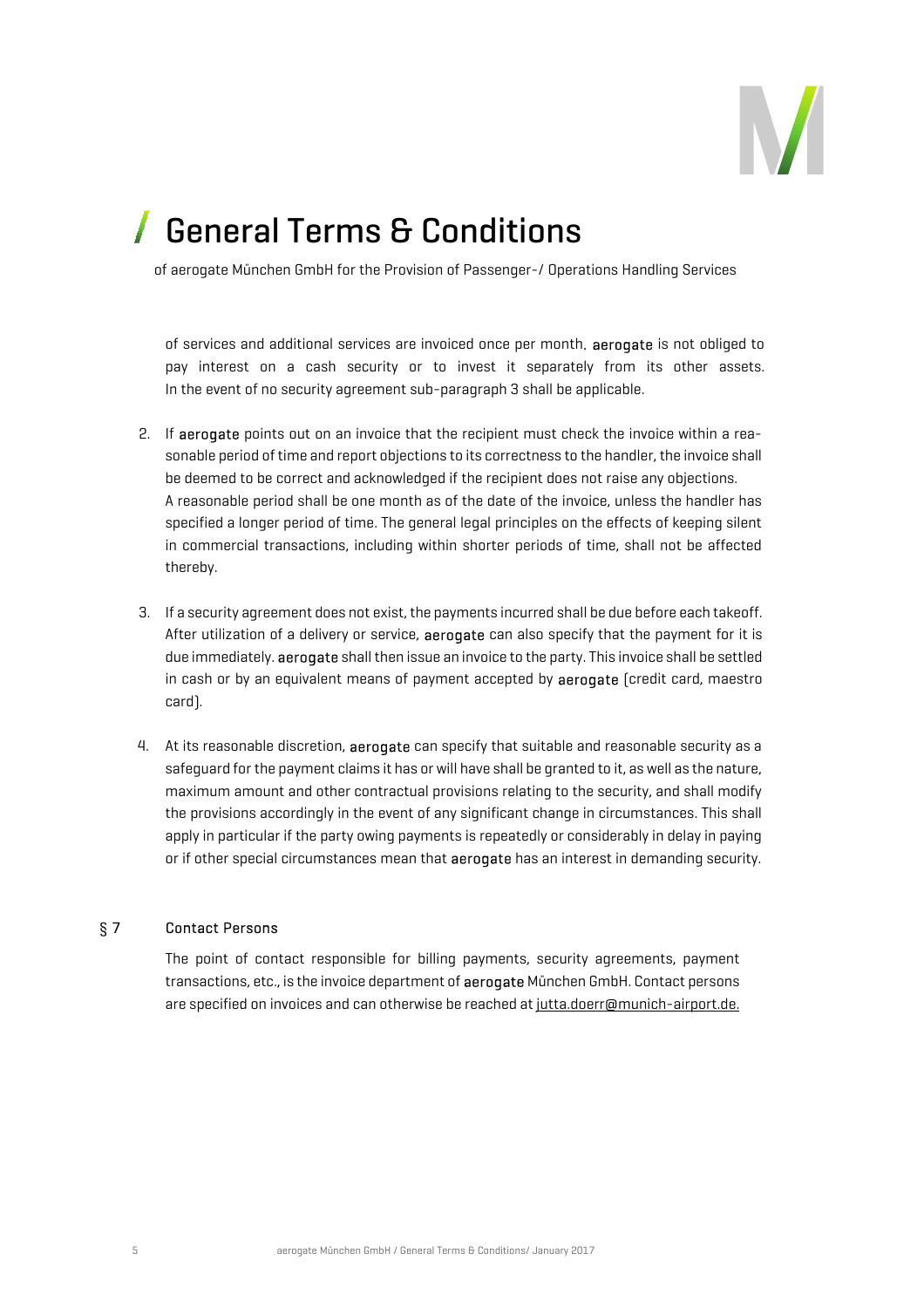# General Terms & Conditions

of aerogate München GmbH for the Provision of Passenger-/ Operations Handling Services

of services and additional services are invoiced once per month. **aerogate** is not obliged to pay interest on a cash security or to invest it separately from its other assets. In the event of no security agreement sub-paragraph 3 shall be applicable.

2. If **aerogate** points out on an invoice that the recipient must check the invoice within a reasonable period of time and report objections to its correctness to the handler, the invoice shall be deemed to be correct and acknowledged if the recipient does not raise any objections. A reasonable period shall be one month as of the date of the invoice, unless the handler has specified a longer period of time. The general legal principles on the effects of keeping silent in commercial transactions, including within shorter periods of time, shall not be affected thereby.

3. If a security agreement does not exist, the payments incurred shall be due before each takeoff. After utilization of a delivery or service, **aerogate** can also specify that the payment for it is due immediately. **aerogate** shall then issue an invoice to the party. This invoice shall be settled in cash or by an equivalent means of payment accepted by **aerogate** (credit card, maestro card).

4. At its reasonable discretion, **aerogate** can specify that suitable and reasonable security as a safeguard for the payment claims it has or will have shall be granted to it, as well as the nature, maximum amount and other contractual provisions relating to the security, and shall modify the provisions accordingly in the event of any significant change in circumstances. This shall apply in particular if the party owing payments is repeatedly or considerably in delay in paying or if other special circumstances mean that **aerogate** has an interest in demanding security.

## § 7 Contact Persons

The point of contact responsible for billing payments, security agreements, payment transactions, etc., is the invoice department of **aerogate** München GmbH. Contact persons are specified on invoices and can otherwise be reached at jutta.doerr@munich-airport.de.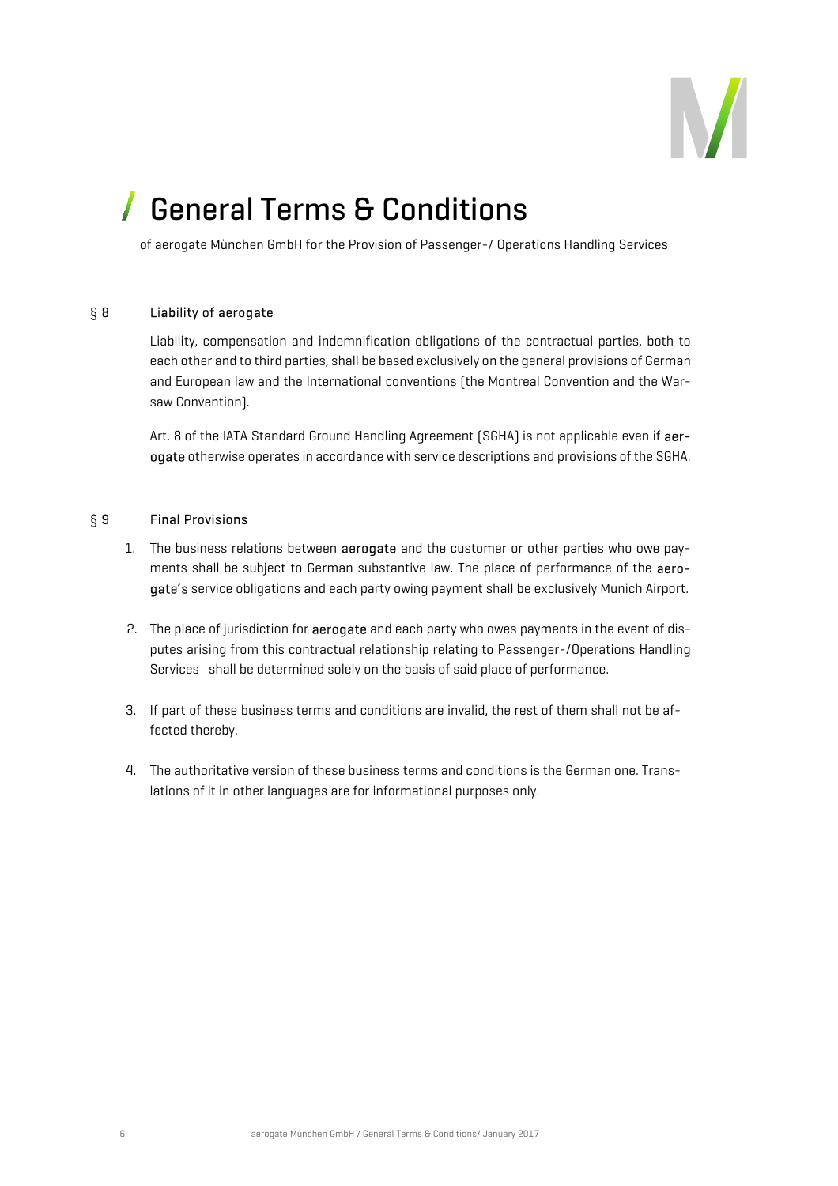# General Terms & Conditions

of aerogate München GmbH for the Provision of Passenger-/ Operations Handling Services

## § 8 Liability of aerogate

Liability, compensation and indemnification obligations of the contractual parties, both to each other and to third parties, shall be based exclusively on the general provisions of German and European law and the International conventions (the Montreal Convention and the Warsaw Convention).

Art. 8 of the IATA Standard Ground Handling Agreement (SGHA) is not applicable even if **aerogate** otherwise operates in accordance with service descriptions and provisions of the SGHA.

## § 9 Final Provisions

1. The business relations between **aerogate** and the customer or other parties who owe payments shall be subject to German substantive law. The place of performance of the **aerogate's** service obligations and each party owing payment shall be exclusively Munich Airport.

2. The place of jurisdiction for **aerogate** and each party who owes payments in the event of disputes arising from this contractual relationship relating to Passenger-/Operations Handling Services shall be determined solely on the basis of said place of performance.

3. If part of these business terms and conditions are invalid, the rest of them shall not be affected thereby.

4. The authoritative version of these business terms and conditions is the German one. Translations of it in other languages are for informational purposes only.